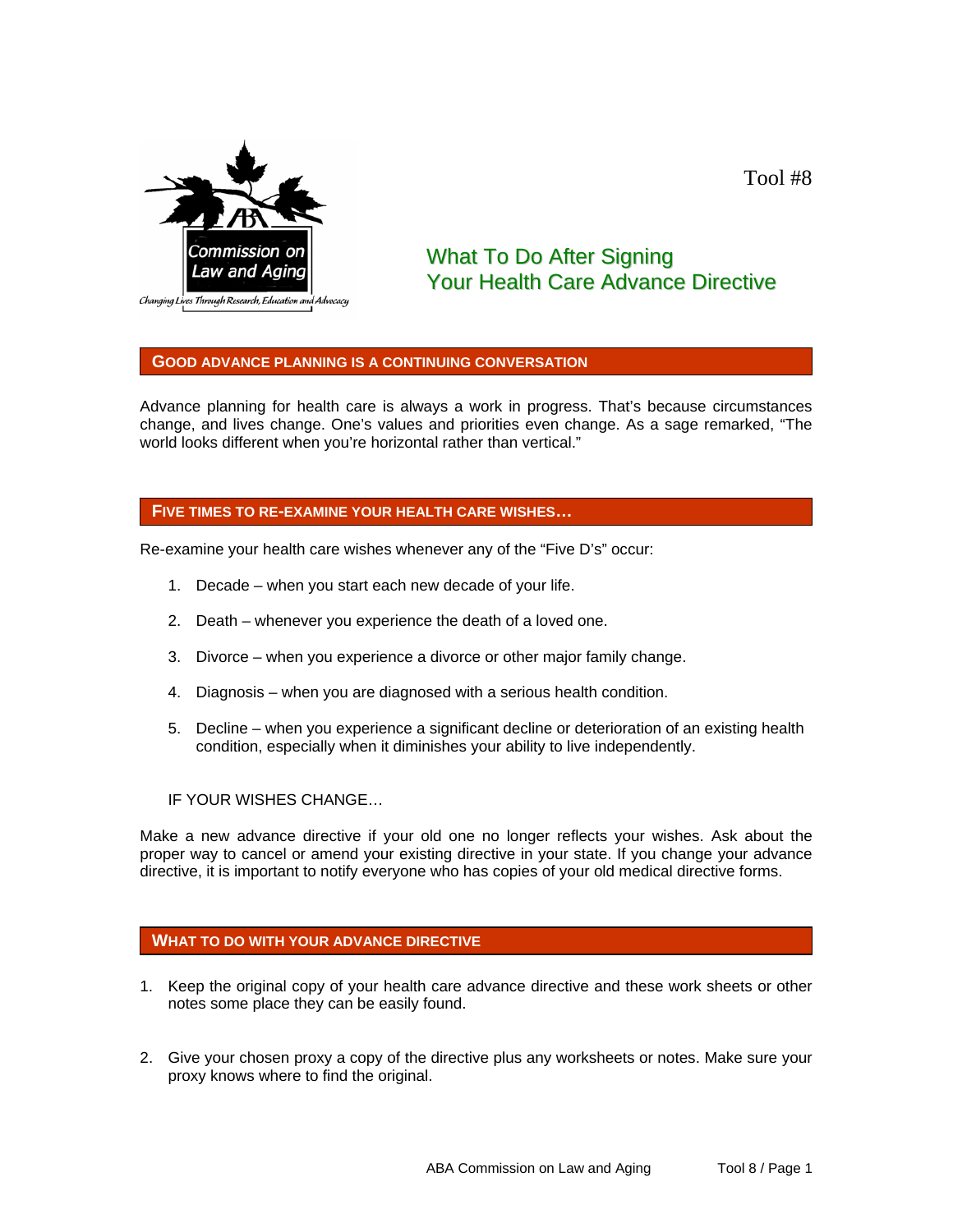Tool #8

# What To Do After Signing Your Health Care Advance Directive

## GOOD ADVANCE PLANNING IS A CONTINUING CONVERSATION

Advance planning for health care is always a work in progress. That's because circumstances change, and lives change. One's values and priorities even change. As a sage remarked, "The world looks different when you're horizontal rather than vertical."

## FIVE TIMES TO RE-EXAMINE YOUR HEALTH CARE WISHES…

Re-examine your health care wishes whenever any of the "Five D's" occur:

1. Decade – when you start each new decade of your life.
2. Death – whenever you experience the death of a loved one.
3. Divorce – when you experience a divorce or other major family change.
4. Diagnosis – when you are diagnosed with a serious health condition.
5. Decline – when you experience a significant decline or deterioration of an existing health condition, especially when it diminishes your ability to live independently.

IF YOUR WISHES CHANGE…

Make a new advance directive if your old one no longer reflects your wishes. Ask about the proper way to cancel or amend your existing directive in your state. If you change your advance directive, it is important to notify everyone who has copies of your old medical directive forms.

## WHAT TO DO WITH YOUR ADVANCE DIRECTIVE

1. Keep the original copy of your health care advance directive and these work sheets or other notes some place they can be easily found.

2. Give your chosen proxy a copy of the directive plus any worksheets or notes. Make sure your proxy knows where to find the original.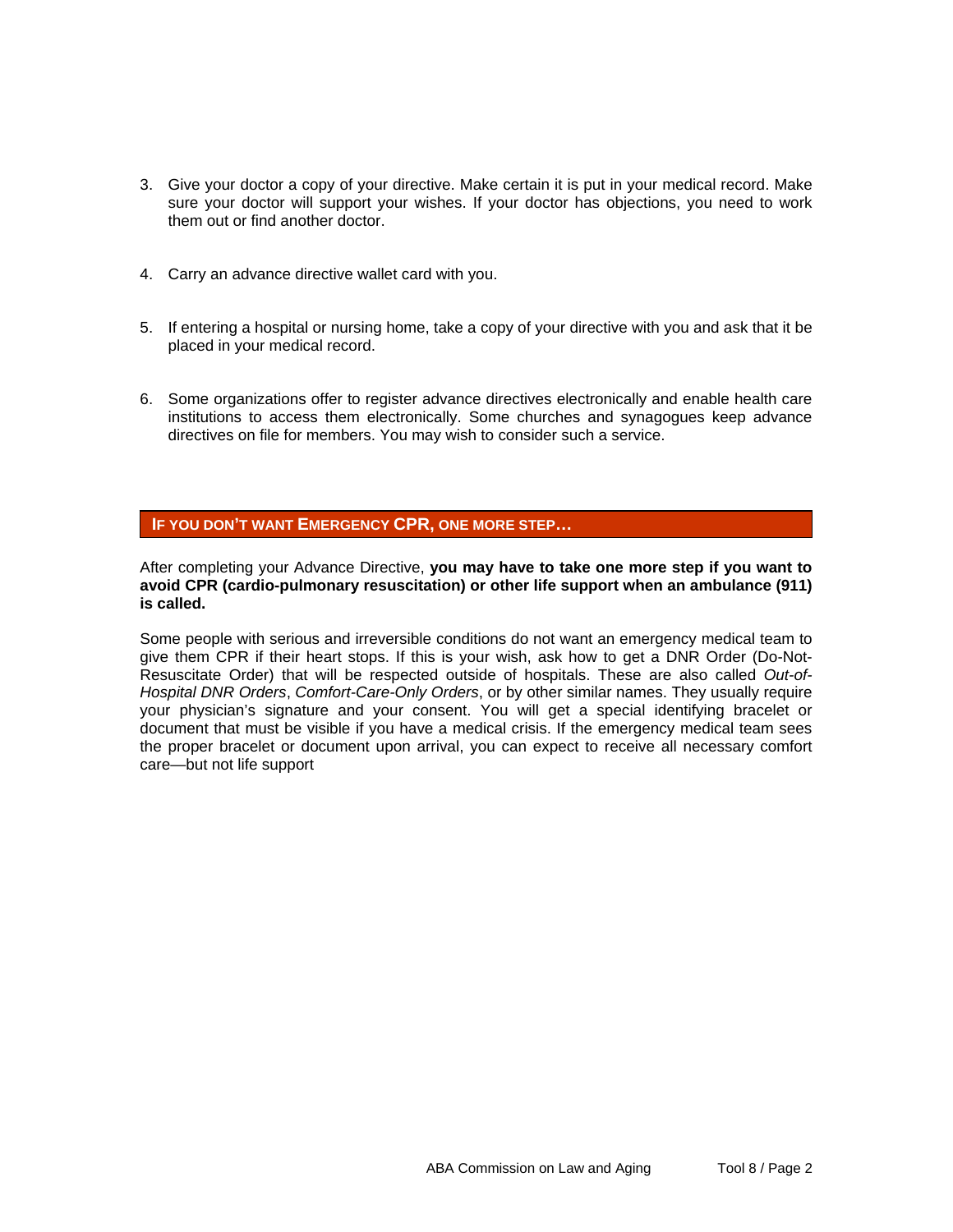3. Give your doctor a copy of your directive. Make certain it is put in your medical record. Make sure your doctor will support your wishes. If your doctor has objections, you need to work them out or find another doctor.

4. Carry an advance directive wallet card with you.

5. If entering a hospital or nursing home, take a copy of your directive with you and ask that it be placed in your medical record.

6. Some organizations offer to register advance directives electronically and enable health care institutions to access them electronically. Some churches and synagogues keep advance directives on file for members. You may wish to consider such a service.

## IF YOU DON'T WANT EMERGENCY CPR, ONE MORE STEP…

After completing your Advance Directive, **you may have to take one more step if you want to avoid CPR (cardio-pulmonary resuscitation) or other life support when an ambulance (911) is called.**

Some people with serious and irreversible conditions do not want an emergency medical team to give them CPR if their heart stops. If this is your wish, ask how to get a DNR Order (Do-Not-Resuscitate Order) that will be respected outside of hospitals. These are also called *Out-of-Hospital DNR Orders*, *Comfort-Care-Only Orders*, or by other similar names. They usually require your physician's signature and your consent. You will get a special identifying bracelet or document that must be visible if you have a medical crisis. If the emergency medical team sees the proper bracelet or document upon arrival, you can expect to receive all necessary comfort care—but not life support